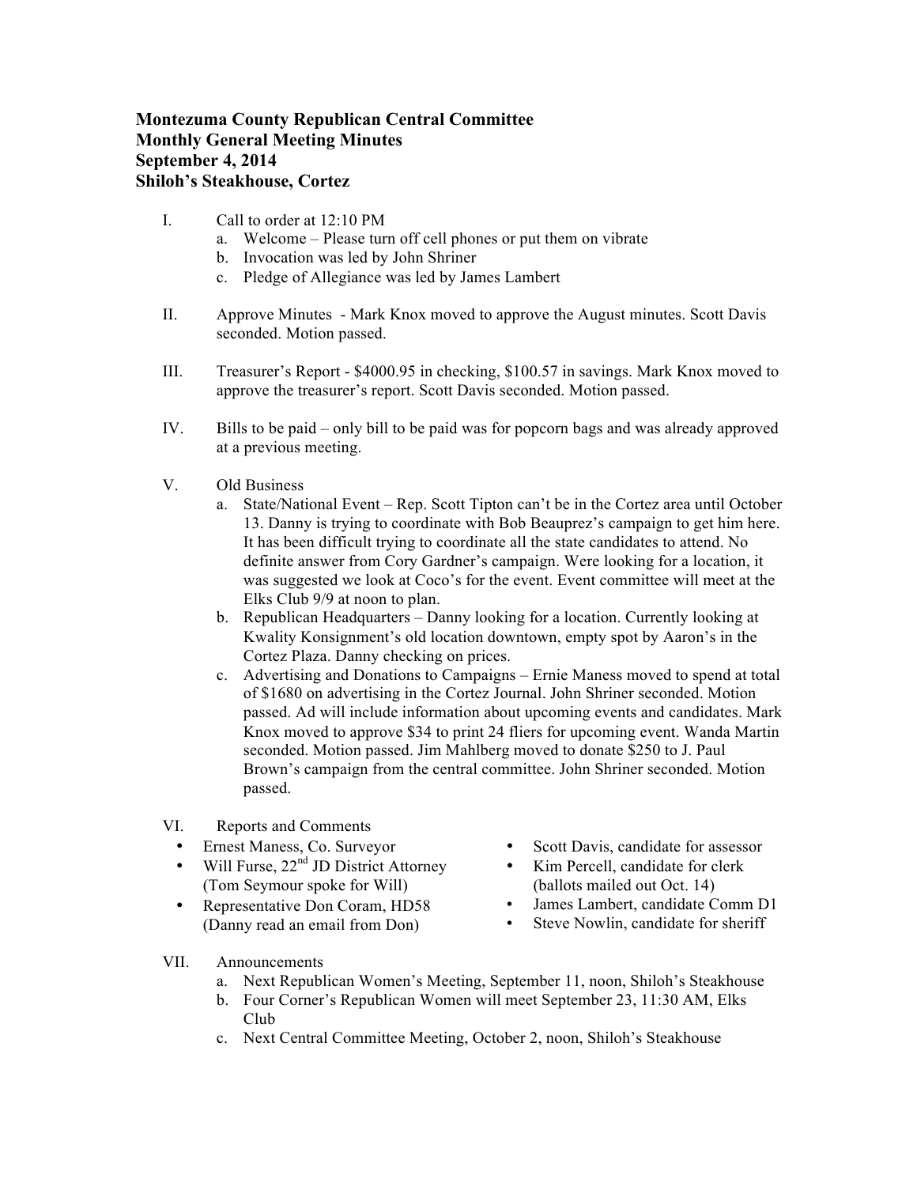**Montezuma County Republican Central Committee**
**Monthly General Meeting Minutes**
**September 4, 2014**
**Shiloh's Steakhouse, Cortez**

I. Call to order at 12:10 PM
   a. Welcome – Please turn off cell phones or put them on vibrate
   b. Invocation was led by John Shriner
   c. Pledge of Allegiance was led by James Lambert

II. Approve Minutes - Mark Knox moved to approve the August minutes. Scott Davis seconded. Motion passed.

III. Treasurer's Report - $4000.95 in checking, $100.57 in savings. Mark Knox moved to approve the treasurer's report. Scott Davis seconded. Motion passed.

IV. Bills to be paid – only bill to be paid was for popcorn bags and was already approved at a previous meeting.

V. Old Business
   a. State/National Event – Rep. Scott Tipton can't be in the Cortez area until October 13. Danny is trying to coordinate with Bob Beauprez's campaign to get him here. It has been difficult trying to coordinate all the state candidates to attend. No definite answer from Cory Gardner's campaign. Were looking for a location, it was suggested we look at Coco's for the event. Event committee will meet at the Elks Club 9/9 at noon to plan.
   b. Republican Headquarters – Danny looking for a location. Currently looking at Kwality Konsignment's old location downtown, empty spot by Aaron's in the Cortez Plaza. Danny checking on prices.
   c. Advertising and Donations to Campaigns – Ernie Maness moved to spend at total of $1680 on advertising in the Cortez Journal. John Shriner seconded. Motion passed. Ad will include information about upcoming events and candidates. Mark Knox moved to approve $34 to print 24 fliers for upcoming event. Wanda Martin seconded. Motion passed. Jim Mahlberg moved to donate $250 to J. Paul Brown's campaign from the central committee. John Shriner seconded. Motion passed.

VI. Reports and Comments
   - Ernest Maness, Co. Surveyor
   - Will Furse, 22nd JD District Attorney (Tom Seymour spoke for Will)
   - Representative Don Coram, HD58 (Danny read an email from Don)
   - Scott Davis, candidate for assessor
   - Kim Percell, candidate for clerk (ballots mailed out Oct. 14)
   - James Lambert, candidate Comm D1
   - Steve Nowlin, candidate for sheriff

VII. Announcements
   a. Next Republican Women's Meeting, September 11, noon, Shiloh's Steakhouse
   b. Four Corner's Republican Women will meet September 23, 11:30 AM, Elks Club
   c. Next Central Committee Meeting, October 2, noon, Shiloh's Steakhouse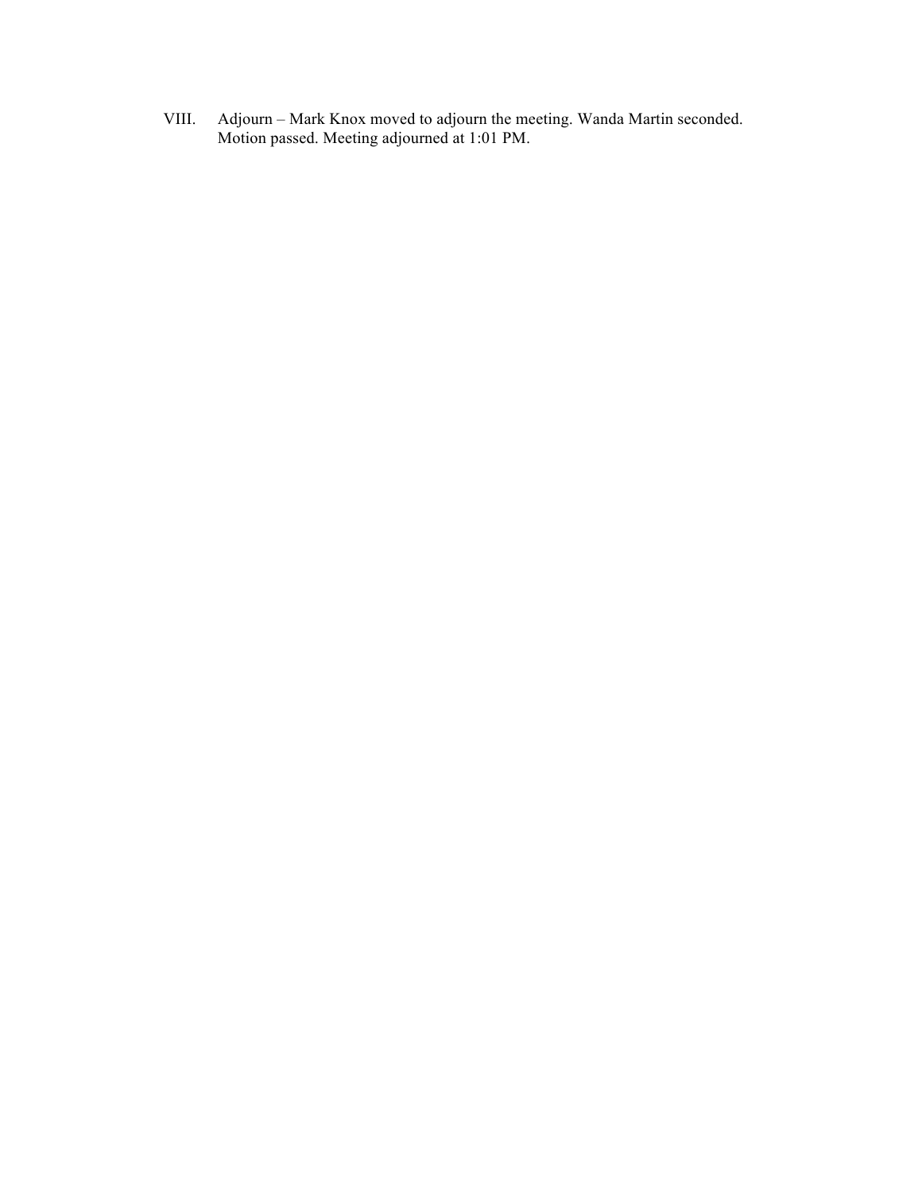VIII. Adjourn – Mark Knox moved to adjourn the meeting. Wanda Martin seconded. Motion passed. Meeting adjourned at 1:01 PM.